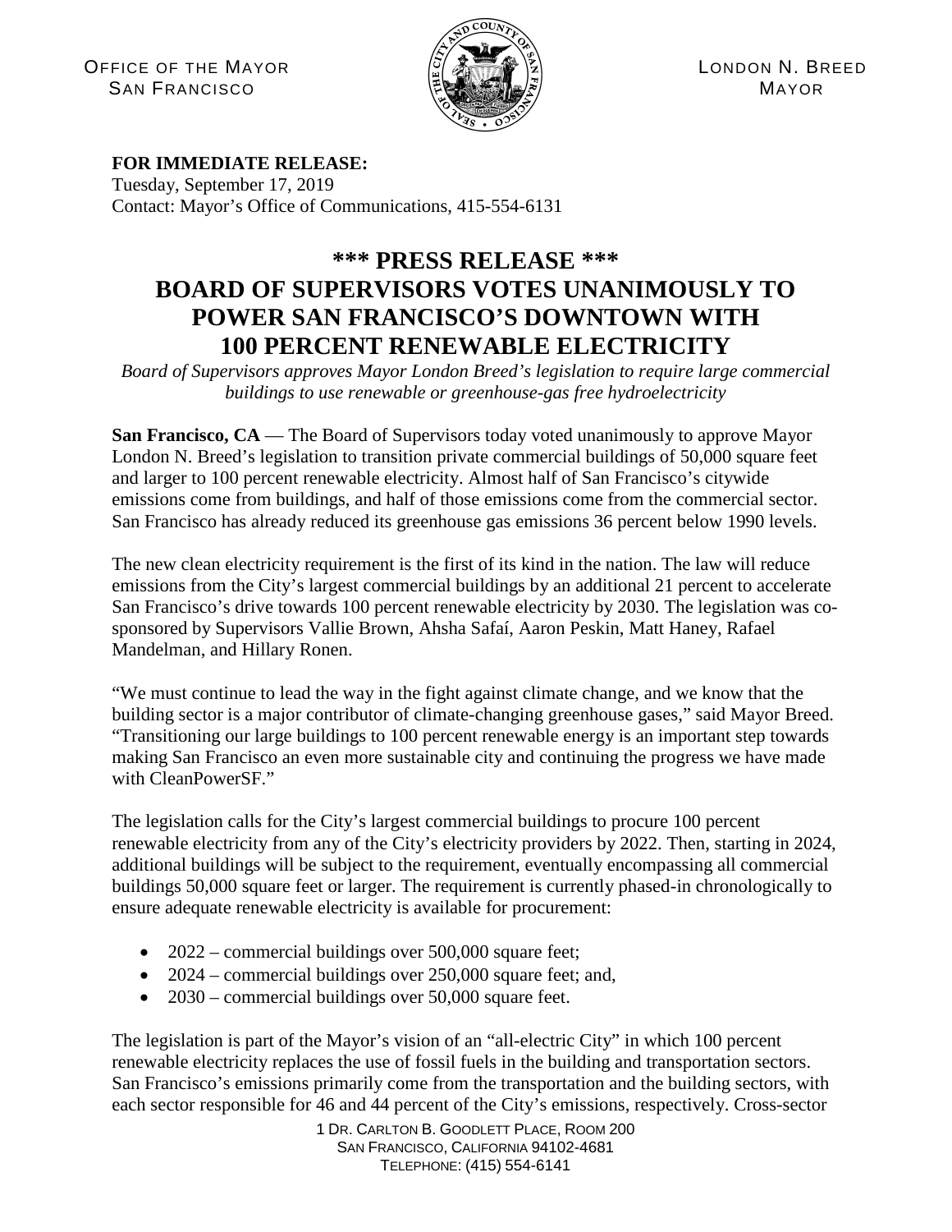OFFICE OF THE MAYOR
SAN FRANCISCO

LONDON N. BREED
MAYOR

**FOR IMMEDIATE RELEASE:**
Tuesday, September 17, 2019
Contact: Mayor's Office of Communications, 415-554-6131

# \*\*\* PRESS RELEASE \*\*\*
# BOARD OF SUPERVISORS VOTES UNANIMOUSLY TO POWER SAN FRANCISCO'S DOWNTOWN WITH 100 PERCENT RENEWABLE ELECTRICITY

*Board of Supervisors approves Mayor London Breed's legislation to require large commercial buildings to use renewable or greenhouse-gas free hydroelectricity*

**San Francisco, CA** — The Board of Supervisors today voted unanimously to approve Mayor London N. Breed's legislation to transition private commercial buildings of 50,000 square feet and larger to 100 percent renewable electricity. Almost half of San Francisco's citywide emissions come from buildings, and half of those emissions come from the commercial sector. San Francisco has already reduced its greenhouse gas emissions 36 percent below 1990 levels.

The new clean electricity requirement is the first of its kind in the nation. The law will reduce emissions from the City's largest commercial buildings by an additional 21 percent to accelerate San Francisco's drive towards 100 percent renewable electricity by 2030. The legislation was co-sponsored by Supervisors Vallie Brown, Ahsha Safaí, Aaron Peskin, Matt Haney, Rafael Mandelman, and Hillary Ronen.

"We must continue to lead the way in the fight against climate change, and we know that the building sector is a major contributor of climate-changing greenhouse gases," said Mayor Breed. "Transitioning our large buildings to 100 percent renewable energy is an important step towards making San Francisco an even more sustainable city and continuing the progress we have made with CleanPowerSF."

The legislation calls for the City's largest commercial buildings to procure 100 percent renewable electricity from any of the City's electricity providers by 2022. Then, starting in 2024, additional buildings will be subject to the requirement, eventually encompassing all commercial buildings 50,000 square feet or larger. The requirement is currently phased-in chronologically to ensure adequate renewable electricity is available for procurement:

- 2022 – commercial buildings over 500,000 square feet;
- 2024 – commercial buildings over 250,000 square feet; and,
- 2030 – commercial buildings over 50,000 square feet.

The legislation is part of the Mayor's vision of an "all-electric City" in which 100 percent renewable electricity replaces the use of fossil fuels in the building and transportation sectors. San Francisco's emissions primarily come from the transportation and the building sectors, with each sector responsible for 46 and 44 percent of the City's emissions, respectively. Cross-sector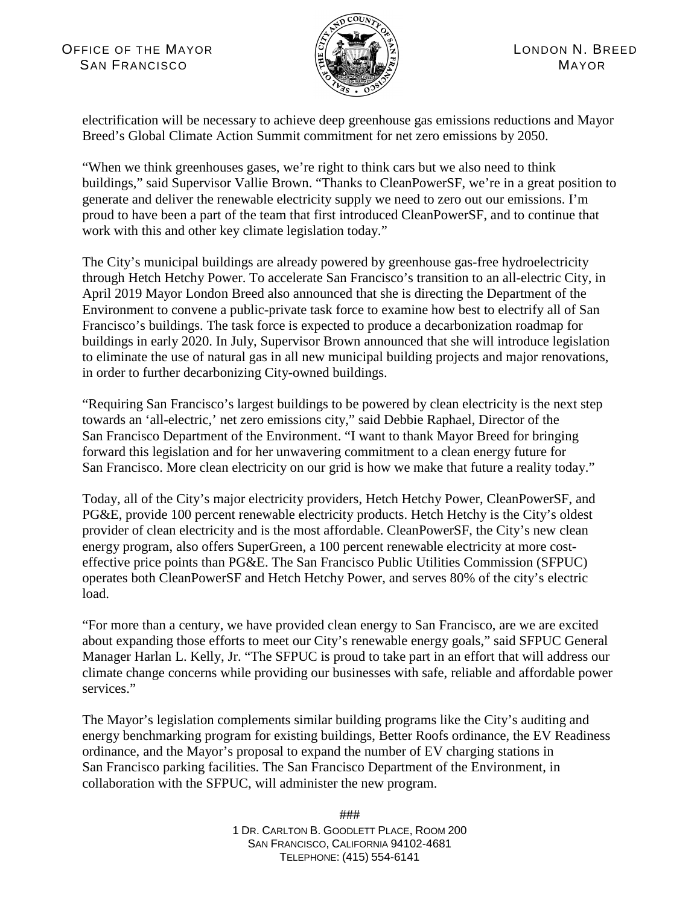electrification will be necessary to achieve deep greenhouse gas emissions reductions and Mayor Breed's Global Climate Action Summit commitment for net zero emissions by 2050.

"When we think greenhouses gases, we're right to think cars but we also need to think buildings," said Supervisor Vallie Brown. "Thanks to CleanPowerSF, we're in a great position to generate and deliver the renewable electricity supply we need to zero out our emissions. I'm proud to have been a part of the team that first introduced CleanPowerSF, and to continue that work with this and other key climate legislation today."

The City's municipal buildings are already powered by greenhouse gas-free hydroelectricity through Hetch Hetchy Power. To accelerate San Francisco's transition to an all-electric City, in April 2019 Mayor London Breed also announced that she is directing the Department of the Environment to convene a public-private task force to examine how best to electrify all of San Francisco's buildings. The task force is expected to produce a decarbonization roadmap for buildings in early 2020. In July, Supervisor Brown announced that she will introduce legislation to eliminate the use of natural gas in all new municipal building projects and major renovations, in order to further decarbonizing City-owned buildings.

"Requiring San Francisco's largest buildings to be powered by clean electricity is the next step towards an 'all-electric,' net zero emissions city," said Debbie Raphael, Director of the San Francisco Department of the Environment. "I want to thank Mayor Breed for bringing forward this legislation and for her unwavering commitment to a clean energy future for San Francisco. More clean electricity on our grid is how we make that future a reality today."

Today, all of the City's major electricity providers, Hetch Hetchy Power, CleanPowerSF, and PG&E, provide 100 percent renewable electricity products. Hetch Hetchy is the City's oldest provider of clean electricity and is the most affordable. CleanPowerSF, the City's new clean energy program, also offers SuperGreen, a 100 percent renewable electricity at more cost-effective price points than PG&E. The San Francisco Public Utilities Commission (SFPUC) operates both CleanPowerSF and Hetch Hetchy Power, and serves 80% of the city's electric load.

"For more than a century, we have provided clean energy to San Francisco, are we are excited about expanding those efforts to meet our City's renewable energy goals," said SFPUC General Manager Harlan L. Kelly, Jr. "The SFPUC is proud to take part in an effort that will address our climate change concerns while providing our businesses with safe, reliable and affordable power services."

The Mayor's legislation complements similar building programs like the City's auditing and energy benchmarking program for existing buildings, Better Roofs ordinance, the EV Readiness ordinance, and the Mayor's proposal to expand the number of EV charging stations in San Francisco parking facilities. The San Francisco Department of the Environment, in collaboration with the SFPUC, will administer the new program.

###